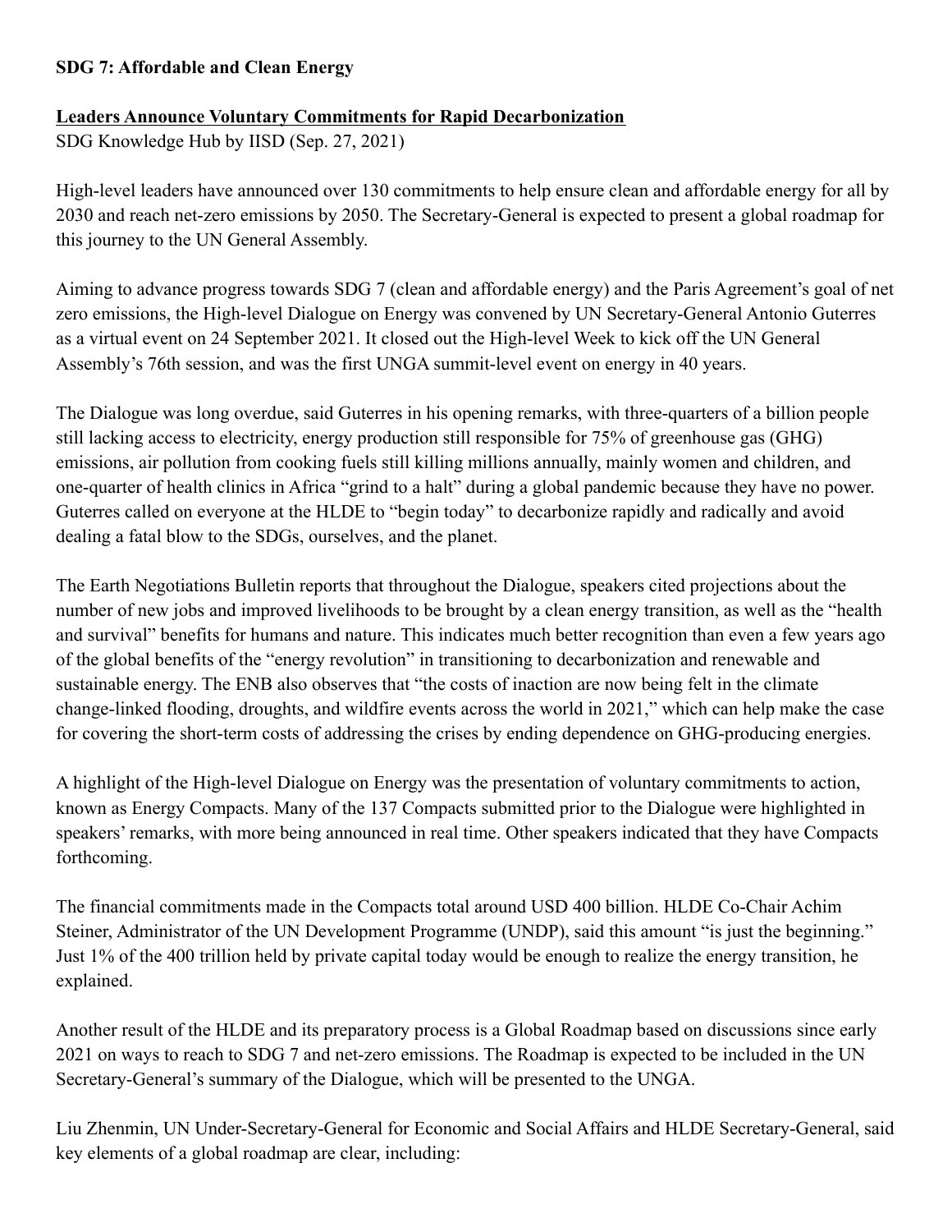**SDG 7: Affordable and Clean Energy**

**Leaders Announce Voluntary Commitments for Rapid Decarbonization**

SDG Knowledge Hub by IISD (Sep. 27, 2021)

High-level leaders have announced over 130 commitments to help ensure clean and affordable energy for all by 2030 and reach net-zero emissions by 2050. The Secretary-General is expected to present a global roadmap for this journey to the UN General Assembly.

Aiming to advance progress towards SDG 7 (clean and affordable energy) and the Paris Agreement's goal of net zero emissions, the High-level Dialogue on Energy was convened by UN Secretary-General Antonio Guterres as a virtual event on 24 September 2021. It closed out the High-level Week to kick off the UN General Assembly's 76th session, and was the first UNGA summit-level event on energy in 40 years.

The Dialogue was long overdue, said Guterres in his opening remarks, with three-quarters of a billion people still lacking access to electricity, energy production still responsible for 75% of greenhouse gas (GHG) emissions, air pollution from cooking fuels still killing millions annually, mainly women and children, and one-quarter of health clinics in Africa "grind to a halt" during a global pandemic because they have no power. Guterres called on everyone at the HLDE to "begin today" to decarbonize rapidly and radically and avoid dealing a fatal blow to the SDGs, ourselves, and the planet.

The Earth Negotiations Bulletin reports that throughout the Dialogue, speakers cited projections about the number of new jobs and improved livelihoods to be brought by a clean energy transition, as well as the "health and survival" benefits for humans and nature. This indicates much better recognition than even a few years ago of the global benefits of the "energy revolution" in transitioning to decarbonization and renewable and sustainable energy. The ENB also observes that "the costs of inaction are now being felt in the climate change-linked flooding, droughts, and wildfire events across the world in 2021," which can help make the case for covering the short-term costs of addressing the crises by ending dependence on GHG-producing energies.

A highlight of the High-level Dialogue on Energy was the presentation of voluntary commitments to action, known as Energy Compacts. Many of the 137 Compacts submitted prior to the Dialogue were highlighted in speakers' remarks, with more being announced in real time. Other speakers indicated that they have Compacts forthcoming.

The financial commitments made in the Compacts total around USD 400 billion. HLDE Co-Chair Achim Steiner, Administrator of the UN Development Programme (UNDP), said this amount "is just the beginning." Just 1% of the 400 trillion held by private capital today would be enough to realize the energy transition, he explained.

Another result of the HLDE and its preparatory process is a Global Roadmap based on discussions since early 2021 on ways to reach to SDG 7 and net-zero emissions. The Roadmap is expected to be included in the UN Secretary-General's summary of the Dialogue, which will be presented to the UNGA.

Liu Zhenmin, UN Under-Secretary-General for Economic and Social Affairs and HLDE Secretary-General, said key elements of a global roadmap are clear, including: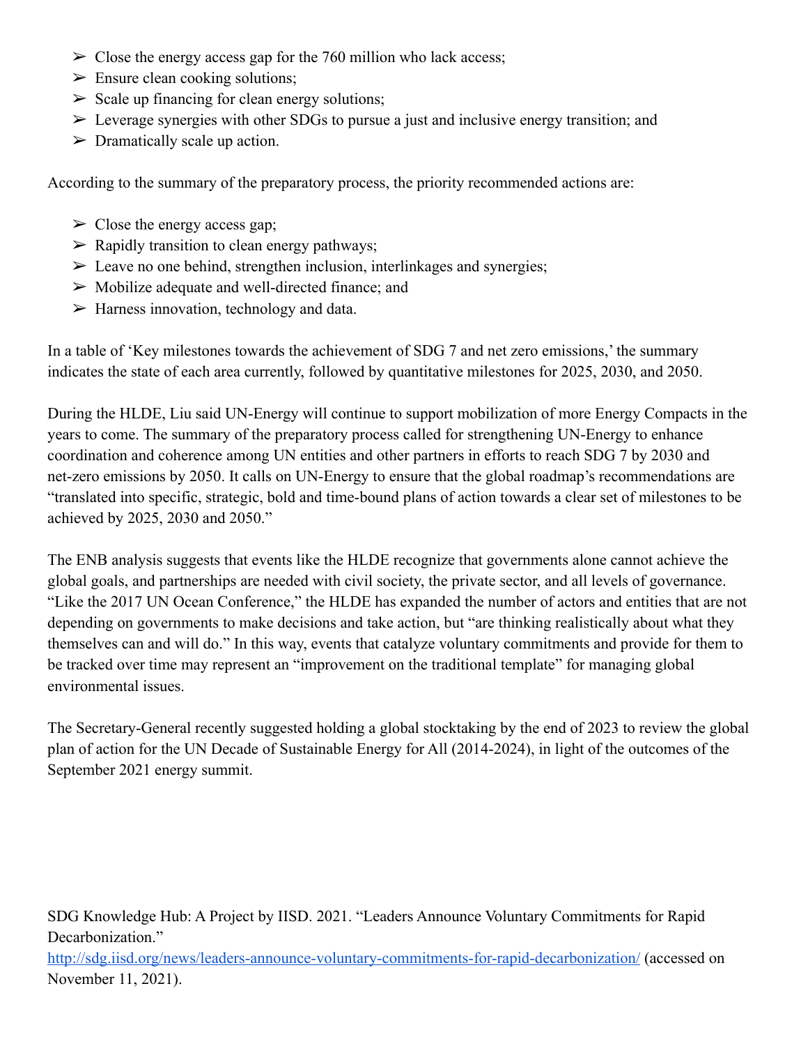- ➢ Close the energy access gap for the 760 million who lack access;
- ➢ Ensure clean cooking solutions;
- ➢ Scale up financing for clean energy solutions;
- ➢ Leverage synergies with other SDGs to pursue a just and inclusive energy transition; and
- ➢ Dramatically scale up action.

According to the summary of the preparatory process, the priority recommended actions are:

- ➢ Close the energy access gap;
- ➢ Rapidly transition to clean energy pathways;
- ➢ Leave no one behind, strengthen inclusion, interlinkages and synergies;
- ➢ Mobilize adequate and well-directed finance; and
- ➢ Harness innovation, technology and data.

In a table of 'Key milestones towards the achievement of SDG 7 and net zero emissions,' the summary indicates the state of each area currently, followed by quantitative milestones for 2025, 2030, and 2050.

During the HLDE, Liu said UN-Energy will continue to support mobilization of more Energy Compacts in the years to come. The summary of the preparatory process called for strengthening UN-Energy to enhance coordination and coherence among UN entities and other partners in efforts to reach SDG 7 by 2030 and net-zero emissions by 2050. It calls on UN-Energy to ensure that the global roadmap's recommendations are "translated into specific, strategic, bold and time-bound plans of action towards a clear set of milestones to be achieved by 2025, 2030 and 2050."

The ENB analysis suggests that events like the HLDE recognize that governments alone cannot achieve the global goals, and partnerships are needed with civil society, the private sector, and all levels of governance. "Like the 2017 UN Ocean Conference," the HLDE has expanded the number of actors and entities that are not depending on governments to make decisions and take action, but "are thinking realistically about what they themselves can and will do." In this way, events that catalyze voluntary commitments and provide for them to be tracked over time may represent an "improvement on the traditional template" for managing global environmental issues.

The Secretary-General recently suggested holding a global stocktaking by the end of 2023 to review the global plan of action for the UN Decade of Sustainable Energy for All (2014-2024), in light of the outcomes of the September 2021 energy summit.

SDG Knowledge Hub: A Project by IISD. 2021. "Leaders Announce Voluntary Commitments for Rapid Decarbonization."
http://sdg.iisd.org/news/leaders-announce-voluntary-commitments-for-rapid-decarbonization/ (accessed on November 11, 2021).